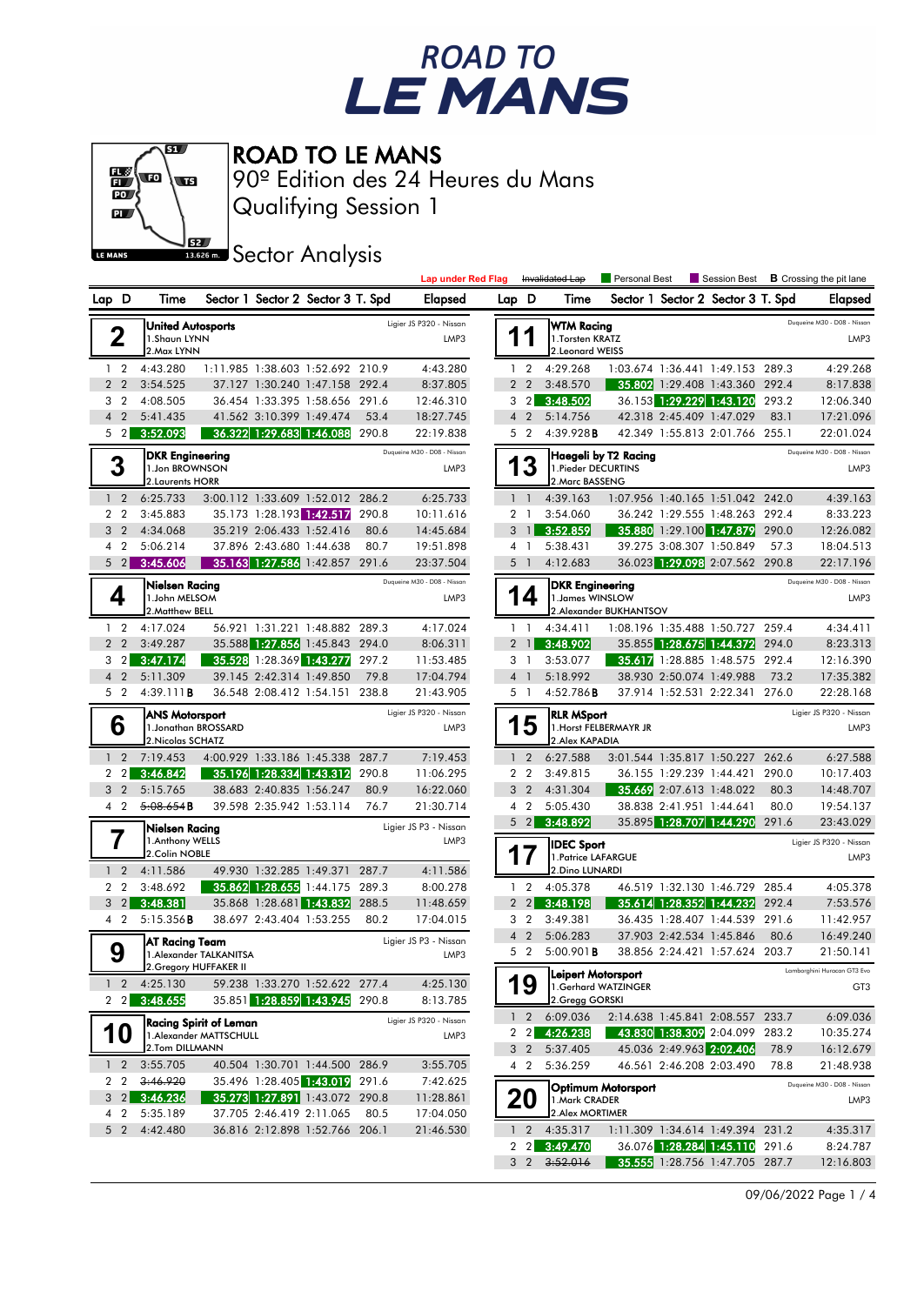# ROAD TO LE MANS

## ROAD TO LE MANS
90º Edition des 24 Heures du Mans
Qualifying Session 1

### Sector Analysis

Lap under Red Flag | ~~Invalidated Lap~~ | Personal Best | Session Best | **B** Crossing the pit lane

**2 — United Autosports** — Ligier JS P320 - Nissan — LMP3
1.Shaun LYNN
2.Max LYNN

| Lap | D | Time | Sector 1 | Sector 2 | Sector 3 | T. Spd | Elapsed |
|---|---|---|---|---|---|---|---|
| 1 | 2 | 4:43.280 | 1:11.985 | 1:38.603 | 1:52.692 | 210.9 | 4:43.280 |
| 2 | 2 | 3:54.525 | 37.127 | 1:30.240 | 1:47.158 | 292.4 | 8:37.805 |
| 3 | 2 | 4:08.505 | 36.454 | 1:33.395 | 1:58.656 | 291.6 | 12:46.310 |
| 4 | 2 | 5:41.435 | 41.562 | 3:10.399 | 1:49.474 | 53.4 | 18:27.745 |
| 5 | 2 | 3:52.093 | 36.322 | 1:29.683 | 1:46.088 | 290.8 | 22:19.838 |

**3 — DKR Engineering** — Duqueine M30 - D08 - Nissan — LMP3
1.Jon BROWNSON
2.Laurents HORR

| Lap | D | Time | Sector 1 | Sector 2 | Sector 3 | T. Spd | Elapsed |
|---|---|---|---|---|---|---|---|
| 1 | 2 | 6:25.733 | 3:00.112 | 1:33.609 | 1:52.012 | 286.2 | 6:25.733 |
| 2 | 2 | 3:45.883 | 35.173 | 1:28.193 | 1:42.517 | 290.8 | 10:11.616 |
| 3 | 2 | 4:34.068 | 35.219 | 2:06.433 | 1:52.416 | 80.6 | 14:45.684 |
| 4 | 2 | 5:06.214 | 37.896 | 2:43.680 | 1:44.638 | 80.7 | 19:51.898 |
| 5 | 2 | 3:45.606 | 35.163 | 1:27.586 | 1:42.857 | 291.6 | 23:37.504 |

**4 — Nielsen Racing** — Duqueine M30 - D08 - Nissan — LMP3
1.John MELSOM
2.Matthew BELL

| Lap | D | Time | Sector 1 | Sector 2 | Sector 3 | T. Spd | Elapsed |
|---|---|---|---|---|---|---|---|
| 1 | 2 | 4:17.024 | 56.921 | 1:31.221 | 1:48.882 | 289.3 | 4:17.024 |
| 2 | 2 | 3:49.287 | 35.588 | 1:27.856 | 1:45.843 | 294.0 | 8:06.311 |
| 3 | 2 | 3:47.174 | 35.528 | 1:28.369 | 1:43.277 | 297.2 | 11:53.485 |
| 4 | 2 | 5:11.309 | 39.145 | 2:42.314 | 1:49.850 | 79.8 | 17:04.794 |
| 5 | 2 | 4:39.111**B** | 36.548 | 2:08.412 | 1:54.151 | 238.8 | 21:43.905 |

**6 — ANS Motorsport** — Ligier JS P320 - Nissan — LMP3
1.Jonathan BROSSARD
2.Nicolas SCHATZ

| Lap | D | Time | Sector 1 | Sector 2 | Sector 3 | T. Spd | Elapsed |
|---|---|---|---|---|---|---|---|
| 1 | 2 | 7:19.453 | 4:00.929 | 1:33.186 | 1:45.338 | 287.7 | 7:19.453 |
| 2 | 2 | 3:46.842 | 35.196 | 1:28.334 | 1:43.312 | 290.8 | 11:06.295 |
| 3 | 2 | 5:15.765 | 38.683 | 2:40.835 | 1:56.247 | 80.9 | 16:22.060 |
| 4 | 2 | ~~5:08.654~~**B** | 39.598 | 2:35.942 | 1:53.114 | 76.7 | 21:30.714 |

**7 — Nielsen Racing** — Ligier JS P3 - Nissan — LMP3
1.Anthony WELLS
2.Colin NOBLE

| Lap | D | Time | Sector 1 | Sector 2 | Sector 3 | T. Spd | Elapsed |
|---|---|---|---|---|---|---|---|
| 1 | 2 | 4:11.586 | 49.930 | 1:32.285 | 1:49.371 | 287.7 | 4:11.586 |
| 2 | 2 | 3:48.692 | 35.862 | 1:28.655 | 1:44.175 | 289.3 | 8:00.278 |
| 3 | 2 | 3:48.381 | 35.868 | 1:28.681 | 1:43.832 | 288.5 | 11:48.659 |
| 4 | 2 | 5:15.356**B** | 38.697 | 2:43.404 | 1:53.255 | 80.2 | 17:04.015 |

**9 — AT Racing Team** — Ligier JS P3 - Nissan — LMP3
1.Alexander TALKANITSA
2.Gregory HUFFAKER II

| Lap | D | Time | Sector 1 | Sector 2 | Sector 3 | T. Spd | Elapsed |
|---|---|---|---|---|---|---|---|
| 1 | 2 | 4:25.130 | 59.238 | 1:33.270 | 1:52.622 | 277.4 | 4:25.130 |
| 2 | 2 | 3:48.655 | 35.851 | 1:28.859 | 1:43.945 | 290.8 | 8:13.785 |

**10 — Racing Spirit of Leman** — Ligier JS P320 - Nissan — LMP3
1.Alexander MATTSCHULL
2.Tom DILLMANN

| Lap | D | Time | Sector 1 | Sector 2 | Sector 3 | T. Spd | Elapsed |
|---|---|---|---|---|---|---|---|
| 1 | 2 | 3:55.705 | 40.504 | 1:30.701 | 1:44.500 | 286.9 | 3:55.705 |
| 2 | 2 | ~~3:46.920~~ | 35.496 | 1:28.405 | 1:43.019 | 291.6 | 7:42.625 |
| 3 | 2 | 3:46.236 | 35.273 | 1:27.891 | 1:43.072 | 290.8 | 11:28.861 |
| 4 | 2 | 5:35.189 | 37.705 | 2:46.419 | 2:11.065 | 80.5 | 17:04.050 |
| 5 | 2 | 4:42.480 | 36.816 | 2:12.898 | 1:52.766 | 206.1 | 21:46.530 |

**11 — WTM Racing** — Duqueine M30 - D08 - Nissan — LMP3
1.Torsten KRATZ
2.Leonard WEISS

| Lap | D | Time | Sector 1 | Sector 2 | Sector 3 | T. Spd | Elapsed |
|---|---|---|---|---|---|---|---|
| 1 | 2 | 4:29.268 | 1:03.674 | 1:36.441 | 1:49.153 | 289.3 | 4:29.268 |
| 2 | 2 | 3:48.570 | 35.802 | 1:29.408 | 1:43.360 | 292.4 | 8:17.838 |
| 3 | 2 | 3:48.502 | 36.153 | 1:29.229 | 1:43.120 | 293.2 | 12:06.340 |
| 4 | 2 | 5:14.756 | 42.318 | 2:45.409 | 1:47.029 | 83.1 | 17:21.096 |
| 5 | 2 | 4:39.928**B** | 42.349 | 1:55.813 | 2:01.766 | 255.1 | 22:01.024 |

**13 — Haegeli by T2 Racing** — Duqueine M30 - D08 - Nissan — LMP3
1.Pieder DECURTINS
2.Marc BASSENG

| Lap | D | Time | Sector 1 | Sector 2 | Sector 3 | T. Spd | Elapsed |
|---|---|---|---|---|---|---|---|
| 1 | 1 | 4:39.163 | 1:07.956 | 1:40.165 | 1:51.042 | 242.0 | 4:39.163 |
| 2 | 1 | 3:54.060 | 36.242 | 1:29.555 | 1:48.263 | 292.4 | 8:33.223 |
| 3 | 1 | 3:52.859 | 35.880 | 1:29.100 | 1:47.879 | 290.0 | 12:26.082 |
| 4 | 1 | 5:38.431 | 39.275 | 3:08.307 | 1:50.849 | 57.3 | 18:04.513 |
| 5 | 1 | 4:12.683 | 36.023 | 1:29.098 | 2:07.562 | 290.8 | 22:17.196 |

**14 — DKR Engineering** — Duqueine M30 - D08 - Nissan — LMP3
1.James WINSLOW
2.Alexander BUKHANTSOV

| Lap | D | Time | Sector 1 | Sector 2 | Sector 3 | T. Spd | Elapsed |
|---|---|---|---|---|---|---|---|
| 1 | 1 | 4:34.411 | 1:08.196 | 1:35.488 | 1:50.727 | 259.4 | 4:34.411 |
| 2 | 1 | 3:48.902 | 35.855 | 1:28.675 | 1:44.372 | 294.0 | 8:23.313 |
| 3 | 1 | 3:53.077 | 35.617 | 1:28.885 | 1:48.575 | 292.4 | 12:16.390 |
| 4 | 1 | 5:18.992 | 38.930 | 2:50.074 | 1:49.988 | 73.2 | 17:35.382 |
| 5 | 1 | 4:52.786**B** | 37.914 | 1:52.531 | 2:22.341 | 276.0 | 22:28.168 |

**15 — RLR MSport** — Ligier JS P320 - Nissan — LMP3
1.Horst FELBERMAYR JR
2.Alex KAPADIA

| Lap | D | Time | Sector 1 | Sector 2 | Sector 3 | T. Spd | Elapsed |
|---|---|---|---|---|---|---|---|
| 1 | 2 | 6:27.588 | 3:01.544 | 1:35.817 | 1:50.227 | 262.6 | 6:27.588 |
| 2 | 2 | 3:49.815 | 36.155 | 1:29.239 | 1:44.421 | 290.0 | 10:17.403 |
| 3 | 2 | 4:31.304 | 35.669 | 2:07.613 | 1:48.022 | 80.3 | 14:48.707 |
| 4 | 2 | 5:05.430 | 38.838 | 2:41.951 | 1:44.641 | 80.0 | 19:54.137 |
| 5 | 2 | 3:48.892 | 35.895 | 1:28.707 | 1:44.290 | 291.6 | 23:43.029 |

**17 — IDEC Sport** — Ligier JS P320 - Nissan — LMP3
1.Patrice LAFARGUE
2.Dino LUNARDI

| Lap | D | Time | Sector 1 | Sector 2 | Sector 3 | T. Spd | Elapsed |
|---|---|---|---|---|---|---|---|
| 1 | 2 | 4:05.378 | 46.519 | 1:32.130 | 1:46.729 | 285.4 | 4:05.378 |
| 2 | 2 | 3:48.198 | 35.614 | 1:28.352 | 1:44.232 | 292.4 | 7:53.576 |
| 3 | 2 | 3:49.381 | 36.435 | 1:28.407 | 1:44.539 | 291.6 | 11:42.957 |
| 4 | 2 | 5:06.283 | 37.903 | 2:42.534 | 1:45.846 | 80.6 | 16:49.240 |
| 5 | 2 | 5:00.901**B** | 38.856 | 2:24.421 | 1:57.624 | 203.7 | 21:50.141 |

**19 — Leipert Motorsport** — Lamborghini Huracan GT3 Evo — GT3
1.Gerhard WATZINGER
2.Gregg GORSKI

| Lap | D | Time | Sector 1 | Sector 2 | Sector 3 | T. Spd | Elapsed |
|---|---|---|---|---|---|---|---|
| 1 | 2 | 6:09.036 | 2:14.638 | 1:45.841 | 2:08.557 | 233.7 | 6:09.036 |
| 2 | 2 | 4:26.238 | 43.830 | 1:38.309 | 2:04.099 | 283.2 | 10:35.274 |
| 3 | 2 | 5:37.405 | 45.036 | 2:49.963 | 2:02.406 | 78.9 | 16:12.679 |
| 4 | 2 | 5:36.259 | 46.561 | 2:46.208 | 2:03.490 | 78.8 | 21:48.938 |

**20 — Optimum Motorsport** — Duqueine M30 - D08 - Nissan — LMP3
1.Mark CRADER
2.Alex MORTIMER

| Lap | D | Time | Sector 1 | Sector 2 | Sector 3 | T. Spd | Elapsed |
|---|---|---|---|---|---|---|---|
| 1 | 2 | 4:35.317 | 1:11.309 | 1:34.614 | 1:49.394 | 231.2 | 4:35.317 |
| 2 | 2 | 3:49.470 | 36.076 | 1:28.284 | 1:45.110 | 291.6 | 8:24.787 |
| 3 | 2 | ~~3:52.016~~ | 35.555 | 1:28.756 | 1:47.705 | 287.7 | 12:16.803 |

09/06/2022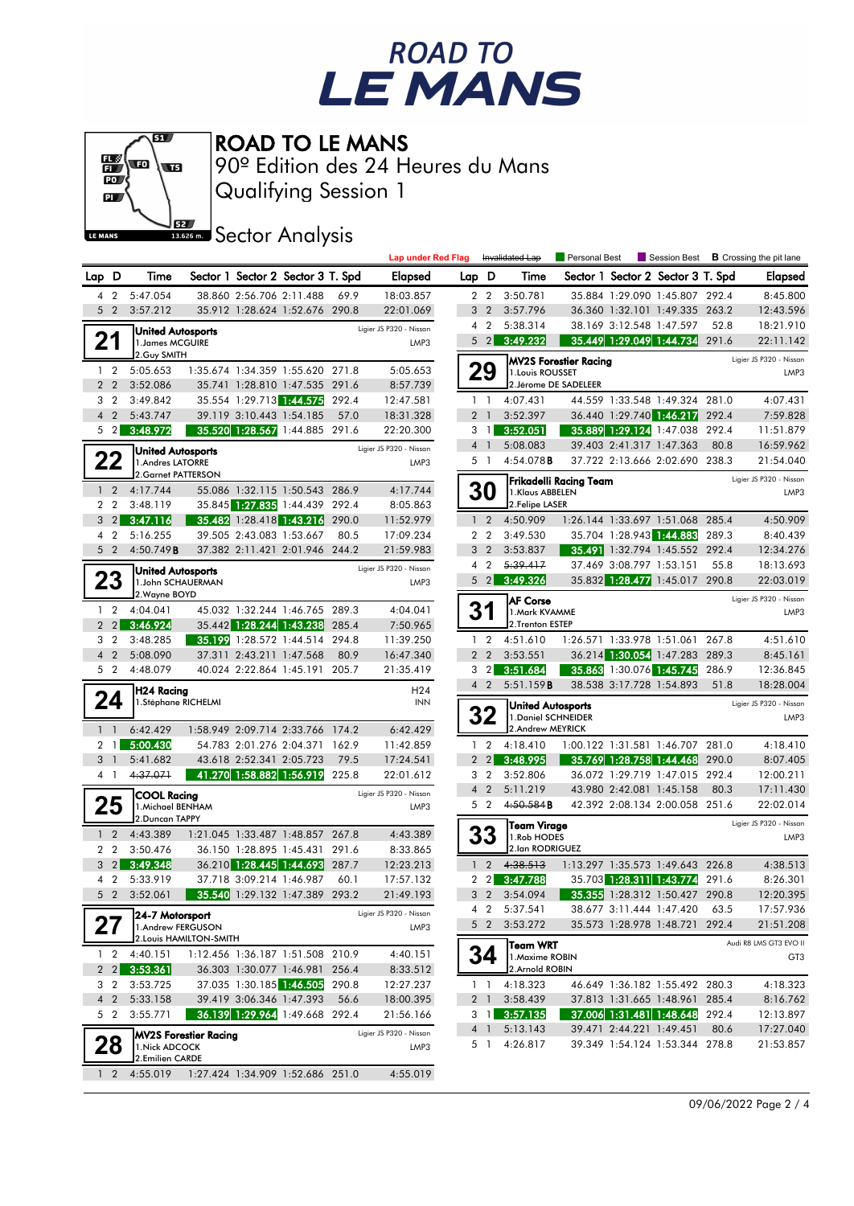# ROAD TO LE MANS

## 90º Edition des 24 Heures du Mans

## Qualifying Session 1

## Sector Analysis

Lap under Red Flag | ~~Invalidated Lap~~ | Personal Best | Session Best | **B** Crossing the pit lane

| Lap | D | Time | Sector 1 | Sector 2 | Sector 3 | T. Spd | Elapsed |
|---|---|---|---|---|---|---|---|
| 4 | 2 | 5:47.054 | 38.860 | 2:56.706 | 2:11.488 | 69.9 | 18:03.857 |
| 5 | 2 | 3:57.212 | 35.912 | 1:28.624 | 1:52.676 | 290.8 | 22:01.069 |

### 21 — United Autosports — Ligier JS P320 - Nissan — LMP3
1.James MCGUIRE
2.Guy SMITH

| Lap | D | Time | Sector 1 | Sector 2 | Sector 3 | T. Spd | Elapsed |
|---|---|---|---|---|---|---|---|
| 1 | 2 | 5:05.653 | 1:35.674 | 1:34.359 | 1:55.620 | 271.8 | 5:05.653 |
| 2 | 2 | 3:52.086 | 35.741 | 1:28.810 | 1:47.535 | 291.6 | 8:57.739 |
| 3 | 2 | 3:49.842 | 35.554 | 1:29.713 | 1:44.575 | 292.4 | 12:47.581 |
| 4 | 2 | 5:43.747 | 39.119 | 3:10.443 | 1:54.185 | 57.0 | 18:31.328 |
| 5 | 2 | 3:48.972 | 35.520 | 1:28.567 | 1:44.885 | 291.6 | 22:20.300 |

### 22 — United Autosports — Ligier JS P320 - Nissan — LMP3
1.Andres LATORRE
2.Garnet PATTERSON

| Lap | D | Time | Sector 1 | Sector 2 | Sector 3 | T. Spd | Elapsed |
|---|---|---|---|---|---|---|---|
| 1 | 2 | 4:17.744 | 55.086 | 1:32.115 | 1:50.543 | 286.9 | 4:17.744 |
| 2 | 2 | 3:48.119 | 35.845 | 1:27.835 | 1:44.439 | 292.4 | 8:05.863 |
| 3 | 2 | 3:47.116 | 35.482 | 1:28.418 | 1:43.216 | 290.0 | 11:52.979 |
| 4 | 2 | 5:16.255 | 39.505 | 2:43.083 | 1:53.667 | 80.5 | 17:09.234 |
| 5 | 2 | 4:50.749**B** | 37.382 | 2:11.421 | 2:01.946 | 244.2 | 21:59.983 |

### 23 — United Autosports — Ligier JS P320 - Nissan — LMP3
1.John SCHAUERMAN
2.Wayne BOYD

| Lap | D | Time | Sector 1 | Sector 2 | Sector 3 | T. Spd | Elapsed |
|---|---|---|---|---|---|---|---|
| 1 | 2 | 4:04.041 | 45.032 | 1:32.244 | 1:46.765 | 289.3 | 4:04.041 |
| 2 | 2 | 3:46.924 | 35.442 | 1:28.244 | 1:43.238 | 285.4 | 7:50.965 |
| 3 | 2 | 3:48.285 | 35.199 | 1:28.572 | 1:44.514 | 294.8 | 11:39.250 |
| 4 | 2 | 5:08.090 | 37.311 | 2:43.211 | 1:47.568 | 80.9 | 16:47.340 |
| 5 | 2 | 4:48.079 | 40.024 | 2:22.864 | 1:45.191 | 205.7 | 21:35.419 |

### 24 — H24 Racing — H24 — INN
1.Stéphane RICHELMI

| Lap | D | Time | Sector 1 | Sector 2 | Sector 3 | T. Spd | Elapsed |
|---|---|---|---|---|---|---|---|
| 1 | 1 | 6:42.429 | 1:58.949 | 2:09.714 | 2:33.766 | 174.2 | 6:42.429 |
| 2 | 1 | 5:00.430 | 54.783 | 2:01.276 | 2:04.371 | 162.9 | 11:42.859 |
| 3 | 1 | 5:41.682 | 43.618 | 2:52.341 | 2:05.723 | 79.5 | 17:24.541 |
| 4 | 1 | ~~4:37.071~~ | 41.270 | 1:58.882 | 1:56.919 | 225.8 | 22:01.612 |

### 25 — COOL Racing — Ligier JS P320 - Nissan — LMP3
1.Michael BENHAM
2.Duncan TAPPY

| Lap | D | Time | Sector 1 | Sector 2 | Sector 3 | T. Spd | Elapsed |
|---|---|---|---|---|---|---|---|
| 1 | 2 | 4:43.389 | 1:21.045 | 1:33.487 | 1:48.857 | 267.8 | 4:43.389 |
| 2 | 2 | 3:50.476 | 36.150 | 1:28.895 | 1:45.431 | 291.6 | 8:33.865 |
| 3 | 2 | 3:49.348 | 36.210 | 1:28.445 | 1:44.693 | 287.7 | 12:23.213 |
| 4 | 2 | 5:33.919 | 37.718 | 3:09.214 | 1:46.987 | 60.1 | 17:57.132 |
| 5 | 2 | 3:52.061 | 35.540 | 1:29.132 | 1:47.389 | 293.2 | 21:49.193 |

### 27 — 24-7 Motorsport — Ligier JS P320 - Nissan — LMP3
1.Andrew FERGUSON
2.Louis HAMILTON-SMITH

| Lap | D | Time | Sector 1 | Sector 2 | Sector 3 | T. Spd | Elapsed |
|---|---|---|---|---|---|---|---|
| 1 | 2 | 4:40.151 | 1:12.456 | 1:36.187 | 1:51.508 | 210.9 | 4:40.151 |
| 2 | 2 | 3:53.361 | 36.303 | 1:30.077 | 1:46.981 | 256.4 | 8:33.512 |
| 3 | 2 | 3:53.725 | 37.035 | 1:30.185 | 1:46.505 | 290.8 | 12:27.237 |
| 4 | 2 | 5:33.158 | 39.419 | 3:06.346 | 1:47.393 | 56.6 | 18:00.395 |
| 5 | 2 | 3:55.771 | 36.139 | 1:29.964 | 1:49.668 | 292.4 | 21:56.166 |

### 28 — MV2S Forestier Racing — Ligier JS P320 - Nissan — LMP3
1.Nick ADCOCK
2.Emilien CARDE

| Lap | D | Time | Sector 1 | Sector 2 | Sector 3 | T. Spd | Elapsed |
|---|---|---|---|---|---|---|---|
| 1 | 2 | 4:55.019 | 1:27.424 | 1:34.909 | 1:52.686 | 251.0 | 4:55.019 |
| 2 | 2 | 3:50.781 | 35.884 | 1:29.090 | 1:45.807 | 292.4 | 8:45.800 |
| 3 | 2 | 3:57.796 | 36.360 | 1:32.101 | 1:49.335 | 263.2 | 12:43.596 |
| 4 | 2 | 5:38.314 | 38.169 | 3:12.548 | 1:47.597 | 52.8 | 18:21.910 |
| 5 | 2 | 3:49.232 | 35.449 | 1:29.049 | 1:44.734 | 291.6 | 22:11.142 |

### 29 — MV2S Forestier Racing — Ligier JS P320 - Nissan — LMP3
1.Louis ROUSSET
2.Jérome DE SADELEER

| Lap | D | Time | Sector 1 | Sector 2 | Sector 3 | T. Spd | Elapsed |
|---|---|---|---|---|---|---|---|
| 1 | 1 | 4:07.431 | 44.559 | 1:33.548 | 1:49.324 | 281.0 | 4:07.431 |
| 2 | 1 | 3:52.397 | 36.440 | 1:29.740 | 1:46.217 | 292.4 | 7:59.828 |
| 3 | 1 | 3:52.051 | 35.889 | 1:29.124 | 1:47.038 | 292.4 | 11:51.879 |
| 4 | 1 | 5:08.083 | 39.403 | 2:41.317 | 1:47.363 | 80.8 | 16:59.962 |
| 5 | 1 | 4:54.078**B** | 37.722 | 2:13.666 | 2:02.690 | 238.3 | 21:54.040 |

### 30 — Frikadelli Racing Team — Ligier JS P320 - Nissan — LMP3
1.Klaus ABBELEN
2.Felipe LASER

| Lap | D | Time | Sector 1 | Sector 2 | Sector 3 | T. Spd | Elapsed |
|---|---|---|---|---|---|---|---|
| 1 | 2 | 4:50.909 | 1:26.144 | 1:33.697 | 1:51.068 | 285.4 | 4:50.909 |
| 2 | 2 | 3:49.530 | 35.704 | 1:28.943 | 1:44.883 | 289.3 | 8:40.439 |
| 3 | 2 | 3:53.837 | 35.491 | 1:32.794 | 1:45.552 | 292.4 | 12:34.276 |
| 4 | 2 | ~~5:39.417~~ | 37.469 | 3:08.797 | 1:53.151 | 55.8 | 18:13.693 |
| 5 | 2 | 3:49.326 | 35.832 | 1:28.477 | 1:45.017 | 290.8 | 22:03.019 |

### 31 — AF Corse — Ligier JS P320 - Nissan — LMP3
1.Mark KVAMME
2.Trenton ESTEP

| Lap | D | Time | Sector 1 | Sector 2 | Sector 3 | T. Spd | Elapsed |
|---|---|---|---|---|---|---|---|
| 1 | 2 | 4:51.610 | 1:26.571 | 1:33.978 | 1:51.061 | 267.8 | 4:51.610 |
| 2 | 2 | 3:53.551 | 36.214 | 1:30.054 | 1:47.283 | 289.3 | 8:45.161 |
| 3 | 2 | 3:51.684 | 35.863 | 1:30.076 | 1:45.745 | 286.9 | 12:36.845 |
| 4 | 2 | 5:51.159**B** | 38.538 | 3:17.728 | 1:54.893 | 51.8 | 18:28.004 |

### 32 — United Autosports — Ligier JS P320 - Nissan — LMP3
1.Daniel SCHNEIDER
2.Andrew MEYRICK

| Lap | D | Time | Sector 1 | Sector 2 | Sector 3 | T. Spd | Elapsed |
|---|---|---|---|---|---|---|---|
| 1 | 2 | 4:18.410 | 1:00.122 | 1:31.581 | 1:46.707 | 281.0 | 4:18.410 |
| 2 | 2 | 3:48.995 | 35.769 | 1:28.758 | 1:44.468 | 290.0 | 8:07.405 |
| 3 | 2 | 3:52.806 | 36.072 | 1:29.719 | 1:47.015 | 292.4 | 12:00.211 |
| 4 | 2 | 5:11.219 | 43.980 | 2:42.081 | 1:45.158 | 80.3 | 17:11.430 |
| 5 | 2 | ~~4:50.584~~**B** | 42.392 | 2:08.134 | 2:00.058 | 251.6 | 22:02.014 |

### 33 — Team Virage — Ligier JS P320 - Nissan — LMP3
1.Rob HODES
2.Ian RODRIGUEZ

| Lap | D | Time | Sector 1 | Sector 2 | Sector 3 | T. Spd | Elapsed |
|---|---|---|---|---|---|---|---|
| 1 | 2 | ~~4:38.513~~ | 1:13.297 | 1:35.573 | 1:49.643 | 226.8 | 4:38.513 |
| 2 | 2 | 3:47.788 | 35.703 | 1:28.311 | 1:43.774 | 291.6 | 8:26.301 |
| 3 | 2 | 3:54.094 | 35.355 | 1:28.312 | 1:50.427 | 290.8 | 12:20.395 |
| 4 | 2 | 5:37.541 | 38.677 | 3:11.444 | 1:47.420 | 63.5 | 17:57.936 |
| 5 | 2 | 3:53.272 | 35.573 | 1:28.978 | 1:48.721 | 292.4 | 21:51.208 |

### 34 — Team WRT — Audi R8 LMS GT3 EVO II — GT3
1.Maxime ROBIN
2.Arnold ROBIN

| Lap | D | Time | Sector 1 | Sector 2 | Sector 3 | T. Spd | Elapsed |
|---|---|---|---|---|---|---|---|
| 1 | 1 | 4:18.323 | 46.649 | 1:36.182 | 1:55.492 | 280.3 | 4:18.323 |
| 2 | 1 | 3:58.439 | 37.813 | 1:31.665 | 1:48.961 | 285.4 | 8:16.762 |
| 3 | 1 | 3:57.135 | 37.006 | 1:31.481 | 1:48.648 | 292.4 | 12:13.897 |
| 4 | 1 | 5:13.143 | 39.471 | 2:44.221 | 1:49.451 | 80.6 | 17:27.040 |
| 5 | 1 | 4:26.817 | 39.349 | 1:54.124 | 1:53.344 | 278.8 | 21:53.857 |

09/06/2022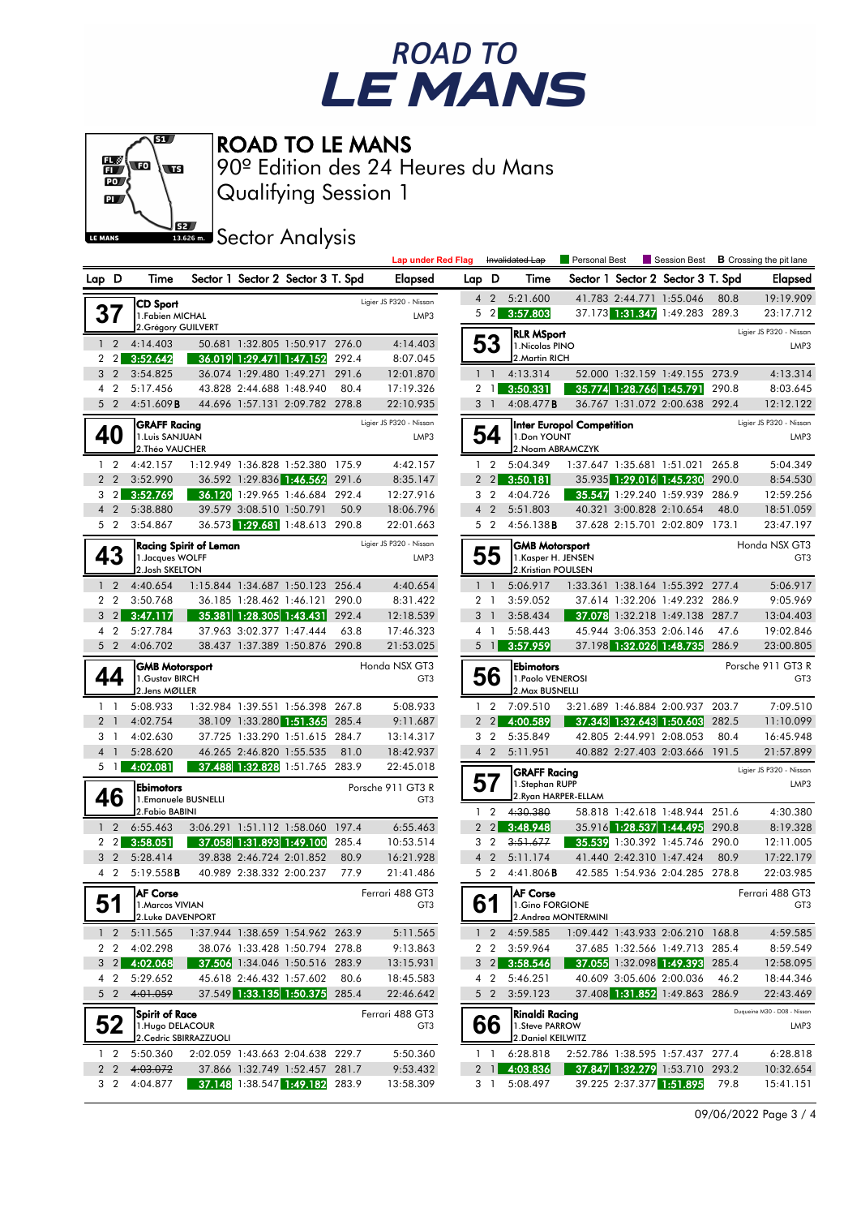# ROAD TO LE MANS

## ROAD TO LE MANS
90º Edition des 24 Heures du Mans
Qualifying Session 1

### Sector Analysis

Lap under Red Flag | ~~Invalidated Lap~~ | Personal Best | Session Best | **B** Crossing the pit lane

**37 — CD Sport** — Ligier JS P320 - Nissan — LMP3
1.Fabien MICHAL
2.Grégory GUILVERT

| Lap | D | Time | Sector 1 | Sector 2 | Sector 3 | T. Spd | Elapsed |
|---|---|---|---|---|---|---|---|
| 1 | 2 | 4:14.403 | 50.681 | 1:32.805 | 1:50.917 | 276.0 | 4:14.403 |
| 2 | 2 | 3:52.642 | 36.019 | 1:29.471 | 1:47.152 | 292.4 | 8:07.045 |
| 3 | 2 | 3:54.825 | 36.074 | 1:29.480 | 1:49.271 | 291.6 | 12:01.870 |
| 4 | 2 | 5:17.456 | 43.828 | 2:44.688 | 1:48.940 | 80.4 | 17:19.326 |
| 5 | 2 | 4:51.609**B** | 44.696 | 1:57.131 | 2:09.782 | 278.8 | 22:10.935 |

**40 — GRAFF Racing** — Ligier JS P320 - Nissan — LMP3
1.Luis SANJUAN
2.Théo VAUCHER

| Lap | D | Time | Sector 1 | Sector 2 | Sector 3 | T. Spd | Elapsed |
|---|---|---|---|---|---|---|---|
| 1 | 2 | 4:42.157 | 1:12.949 | 1:36.828 | 1:52.380 | 175.9 | 4:42.157 |
| 2 | 2 | 3:52.990 | 36.592 | 1:29.836 | 1:46.562 | 291.6 | 8:35.147 |
| 3 | 2 | 3:52.769 | 36.120 | 1:29.965 | 1:46.684 | 292.4 | 12:27.916 |
| 4 | 2 | 5:38.880 | 39.579 | 3:08.510 | 1:50.791 | 50.9 | 18:06.796 |
| 5 | 2 | 3:54.867 | 36.573 | 1:29.681 | 1:48.613 | 290.8 | 22:01.663 |

**43 — Racing Spirit of Leman** — Ligier JS P320 - Nissan — LMP3
1.Jacques WOLFF
2.Josh SKELTON

| Lap | D | Time | Sector 1 | Sector 2 | Sector 3 | T. Spd | Elapsed |
|---|---|---|---|---|---|---|---|
| 1 | 2 | 4:40.654 | 1:15.844 | 1:34.687 | 1:50.123 | 256.4 | 4:40.654 |
| 2 | 2 | 3:50.768 | 36.185 | 1:28.462 | 1:46.121 | 290.0 | 8:31.422 |
| 3 | 2 | 3:47.117 | 35.381 | 1:28.305 | 1:43.431 | 292.4 | 12:18.539 |
| 4 | 2 | 5:27.784 | 37.963 | 3:02.377 | 1:47.444 | 63.8 | 17:46.323 |
| 5 | 2 | 4:06.702 | 38.437 | 1:37.389 | 1:50.876 | 290.8 | 21:53.025 |

**44 — GMB Motorsport** — Honda NSX GT3 — GT3
1.Gustav BIRCH
2.Jens MØLLER

| Lap | D | Time | Sector 1 | Sector 2 | Sector 3 | T. Spd | Elapsed |
|---|---|---|---|---|---|---|---|
| 1 | 1 | 5:08.933 | 1:32.984 | 1:39.551 | 1:56.398 | 267.8 | 5:08.933 |
| 2 | 1 | 4:02.754 | 38.109 | 1:33.280 | 1:51.365 | 285.4 | 9:11.687 |
| 3 | 1 | 4:02.630 | 37.725 | 1:33.290 | 1:51.615 | 284.7 | 13:14.317 |
| 4 | 1 | 5:28.620 | 46.265 | 2:46.820 | 1:55.535 | 81.0 | 18:42.937 |
| 5 | 1 | 4:02.081 | 37.488 | 1:32.828 | 1:51.765 | 283.9 | 22:45.018 |

**46 — Ebimotors** — Porsche 911 GT3 R — GT3
1.Emanuele BUSNELLI
2.Fabio BABINI

| Lap | D | Time | Sector 1 | Sector 2 | Sector 3 | T. Spd | Elapsed |
|---|---|---|---|---|---|---|---|
| 1 | 2 | 6:55.463 | 3:06.291 | 1:51.112 | 1:58.060 | 197.4 | 6:55.463 |
| 2 | 2 | 3:58.051 | 37.058 | 1:31.893 | 1:49.100 | 285.4 | 10:53.514 |
| 3 | 2 | 5:28.414 | 39.838 | 2:46.724 | 2:01.852 | 80.9 | 16:21.928 |
| 4 | 2 | 5:19.558**B** | 40.989 | 2:38.332 | 2:00.237 | 77.9 | 21:41.486 |

**51 — AF Corse** — Ferrari 488 GT3 — GT3
1.Marcos VIVIAN
2.Luke DAVENPORT

| Lap | D | Time | Sector 1 | Sector 2 | Sector 3 | T. Spd | Elapsed |
|---|---|---|---|---|---|---|---|
| 1 | 2 | 5:11.565 | 1:37.944 | 1:38.659 | 1:54.962 | 263.9 | 5:11.565 |
| 2 | 2 | 4:02.298 | 38.076 | 1:33.428 | 1:50.794 | 278.8 | 9:13.863 |
| 3 | 2 | 4:02.068 | 37.506 | 1:34.046 | 1:50.516 | 283.9 | 13:15.931 |
| 4 | 2 | 5:29.652 | 45.618 | 2:46.432 | 1:57.602 | 80.6 | 18:45.583 |
| 5 | 2 | ~~4:01.059~~ | 37.549 | 1:33.135 | 1:50.375 | 285.4 | 22:46.642 |

**52 — Spirit of Race** — Ferrari 488 GT3 — GT3
1.Hugo DELACOUR
2.Cedric SBIRRAZZUOLI

| Lap | D | Time | Sector 1 | Sector 2 | Sector 3 | T. Spd | Elapsed |
|---|---|---|---|---|---|---|---|
| 1 | 2 | 5:50.360 | 2:02.059 | 1:43.663 | 2:04.638 | 229.7 | 5:50.360 |
| 2 | 2 | ~~4:03.072~~ | 37.866 | 1:32.749 | 1:52.457 | 281.7 | 9:53.432 |
| 3 | 2 | 4:04.877 | 37.148 | 1:38.547 | 1:49.182 | 283.9 | 13:58.309 |

**37 (continued)**

| Lap | D | Time | Sector 1 | Sector 2 | Sector 3 | T. Spd | Elapsed |
|---|---|---|---|---|---|---|---|
| 4 | 2 | 5:21.600 | 41.783 | 2:44.771 | 1:55.046 | 80.8 | 19:19.909 |
| 5 | 2 | 3:57.803 | 37.173 | 1:31.347 | 1:49.283 | 289.3 | 23:17.712 |

**53 — RLR MSport** — Ligier JS P320 - Nissan — LMP3
1.Nicolas PINO
2.Martin RICH

| Lap | D | Time | Sector 1 | Sector 2 | Sector 3 | T. Spd | Elapsed |
|---|---|---|---|---|---|---|---|
| 1 | 1 | 4:13.314 | 52.000 | 1:32.159 | 1:49.155 | 273.9 | 4:13.314 |
| 2 | 1 | 3:50.331 | 35.774 | 1:28.766 | 1:45.791 | 290.8 | 8:03.645 |
| 3 | 1 | 4:08.477**B** | 36.767 | 1:31.072 | 2:00.638 | 292.4 | 12:12.122 |

**54 — Inter Europol Competition** — Ligier JS P320 - Nissan — LMP3
1.Don YOUNT
2.Noam ABRAMCZYK

| Lap | D | Time | Sector 1 | Sector 2 | Sector 3 | T. Spd | Elapsed |
|---|---|---|---|---|---|---|---|
| 1 | 2 | 5:04.349 | 1:37.647 | 1:35.681 | 1:51.021 | 265.8 | 5:04.349 |
| 2 | 2 | 3:50.181 | 35.935 | 1:29.016 | 1:45.230 | 290.0 | 8:54.530 |
| 3 | 2 | 4:04.726 | 35.547 | 1:29.240 | 1:59.939 | 286.9 | 12:59.256 |
| 4 | 2 | 5:51.803 | 40.321 | 3:00.828 | 2:10.654 | 48.0 | 18:51.059 |
| 5 | 2 | 4:56.138**B** | 37.628 | 2:15.701 | 2:02.809 | 173.1 | 23:47.197 |

**55 — GMB Motorsport** — Honda NSX GT3 — GT3
1.Kasper H. JENSEN
2.Kristian POULSEN

| Lap | D | Time | Sector 1 | Sector 2 | Sector 3 | T. Spd | Elapsed |
|---|---|---|---|---|---|---|---|
| 1 | 1 | 5:06.917 | 1:33.361 | 1:38.164 | 1:55.392 | 277.4 | 5:06.917 |
| 2 | 1 | 3:59.052 | 37.614 | 1:32.206 | 1:49.232 | 286.9 | 9:05.969 |
| 3 | 1 | 3:58.434 | 37.078 | 1:32.218 | 1:49.138 | 287.7 | 13:04.403 |
| 4 | 1 | 5:58.443 | 45.944 | 3:06.353 | 2:06.146 | 47.6 | 19:02.846 |
| 5 | 1 | 3:57.959 | 37.198 | 1:32.026 | 1:48.735 | 286.9 | 23:00.805 |

**56 — Ebimotors** — Porsche 911 GT3 R — GT3
1.Paolo VENEROSI
2.Max BUSNELLI

| Lap | D | Time | Sector 1 | Sector 2 | Sector 3 | T. Spd | Elapsed |
|---|---|---|---|---|---|---|---|
| 1 | 2 | 7:09.510 | 3:21.689 | 1:46.884 | 2:00.937 | 203.7 | 7:09.510 |
| 2 | 2 | 4:00.589 | 37.343 | 1:32.643 | 1:50.603 | 282.5 | 11:10.099 |
| 3 | 2 | 5:35.849 | 42.805 | 2:44.991 | 2:08.053 | 80.4 | 16:45.948 |
| 4 | 2 | 5:11.951 | 40.882 | 2:27.403 | 2:03.666 | 191.5 | 21:57.899 |

**57 — GRAFF Racing** — Ligier JS P320 - Nissan — LMP3
1.Stephan RUPP
2.Ryan HARPER-ELLAM

| Lap | D | Time | Sector 1 | Sector 2 | Sector 3 | T. Spd | Elapsed |
|---|---|---|---|---|---|---|---|
| 1 | 2 | ~~4:30.380~~ | 58.818 | 1:42.618 | 1:48.944 | 251.6 | 4:30.380 |
| 2 | 2 | 3:48.948 | 35.916 | 1:28.537 | 1:44.495 | 290.8 | 8:19.328 |
| 3 | 2 | ~~3:51.677~~ | 35.539 | 1:30.392 | 1:45.746 | 290.0 | 12:11.005 |
| 4 | 2 | 5:11.174 | 41.440 | 2:42.310 | 1:47.424 | 80.9 | 17:22.179 |
| 5 | 2 | 4:41.806**B** | 42.585 | 1:54.936 | 2:04.285 | 278.8 | 22:03.985 |

**61 — AF Corse** — Ferrari 488 GT3 — GT3
1.Gino FORGIONE
2.Andrea MONTERMINI

| Lap | D | Time | Sector 1 | Sector 2 | Sector 3 | T. Spd | Elapsed |
|---|---|---|---|---|---|---|---|
| 1 | 2 | 4:59.585 | 1:09.442 | 1:43.933 | 2:06.210 | 168.8 | 4:59.585 |
| 2 | 2 | 3:59.964 | 37.685 | 1:32.566 | 1:49.713 | 285.4 | 8:59.549 |
| 3 | 2 | 3:58.546 | 37.055 | 1:32.098 | 1:49.393 | 285.4 | 12:58.095 |
| 4 | 2 | 5:46.251 | 40.609 | 3:05.606 | 2:00.036 | 46.2 | 18:44.346 |
| 5 | 2 | 3:59.123 | 37.408 | 1:31.852 | 1:49.863 | 286.9 | 22:43.469 |

**66 — Rinaldi Racing** — Duqueine M30 - D08 - Nissan — LMP3
1.Steve PARROW
2.Daniel KEILWITZ

| Lap | D | Time | Sector 1 | Sector 2 | Sector 3 | T. Spd | Elapsed |
|---|---|---|---|---|---|---|---|
| 1 | 1 | 6:28.818 | 2:52.786 | 1:38.595 | 1:57.437 | 277.4 | 6:28.818 |
| 2 | 1 | 4:03.836 | 37.847 | 1:32.279 | 1:53.710 | 293.2 | 10:32.654 |
| 3 | 1 | 5:08.497 | 39.225 | 2:37.377 | 1:51.895 | 79.8 | 15:41.151 |

09/06/2022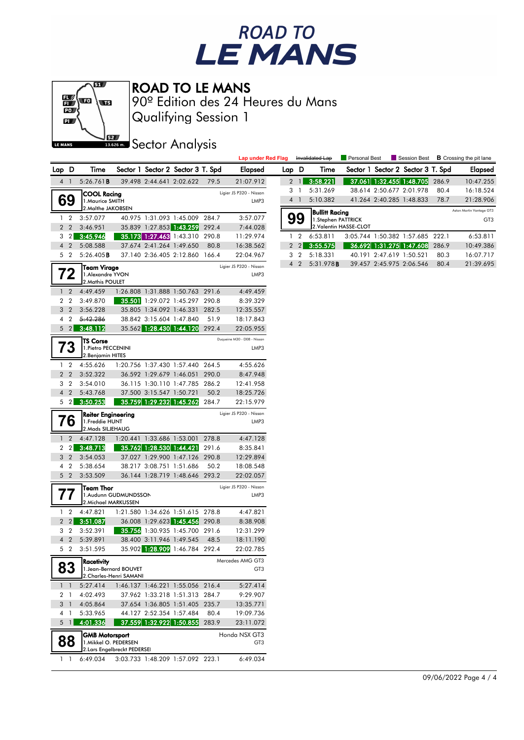# ROAD TO LE MANS

90º Edition des 24 Heures du Mans

Qualifying Session 1

## Sector Analysis

Lap under Red Flag | ~~Invalidated Lap~~ | Personal Best | Session Best | **B** Crossing the pit lane

| Lap | D | Time | Sector 1 | Sector 2 | Sector 3 | T. Spd | Elapsed |
|---|---|---|---|---|---|---|---|
| 4 | 1 | 5:26.761**B** | 39.498 | 2:44.641 | 2:02.622 | 79.5 | 21:07.912 |

**69 — COOL Racing** — Ligier JS P320 - Nissan — LMP3
1.Maurice SMITH
2.Malthe JAKOBSEN

| Lap | D | Time | Sector 1 | Sector 2 | Sector 3 | T. Spd | Elapsed |
|---|---|---|---|---|---|---|---|
| 1 | 2 | 3:57.077 | 40.975 | 1:31.093 | 1:45.009 | 284.7 | 3:57.077 |
| 2 | 2 | 3:46.951 | 35.839 | 1:27.853 | 1:43.259 | 292.4 | 7:44.028 |
| 3 | 2 | 3:45.946 | 35.173 | 1:27.463 | 1:43.310 | 290.8 | 11:29.974 |
| 4 | 2 | 5:08.588 | 37.674 | 2:41.264 | 1:49.650 | 80.8 | 16:38.562 |
| 5 | 2 | 5:26.405**B** | 37.140 | 2:36.405 | 2:12.860 | 166.4 | 22:04.967 |

**72 — Team Virage** — Ligier JS P320 - Nissan — LMP3
1.Alexandre YVON
2.Mathis POULET

| Lap | D | Time | Sector 1 | Sector 2 | Sector 3 | T. Spd | Elapsed |
|---|---|---|---|---|---|---|---|
| 1 | 2 | 4:49.459 | 1:26.808 | 1:31.888 | 1:50.763 | 291.6 | 4:49.459 |
| 2 | 2 | 3:49.870 | 35.501 | 1:29.072 | 1:45.297 | 290.8 | 8:39.329 |
| 3 | 2 | 3:56.228 | 35.805 | 1:34.092 | 1:46.331 | 282.5 | 12:35.557 |
| 4 | 2 | ~~5:42.286~~ | 38.842 | 3:15.604 | 1:47.840 | 51.9 | 18:17.843 |
| 5 | 2 | 3:48.112 | 35.562 | 1:28.430 | 1:44.120 | 292.4 | 22:05.955 |

**73 — TS Corse** — Duqueine M30 - D08 - Nissan — LMP3
1.Pietro PECCENINI
2.Benjamin HITES

| Lap | D | Time | Sector 1 | Sector 2 | Sector 3 | T. Spd | Elapsed |
|---|---|---|---|---|---|---|---|
| 1 | 2 | 4:55.626 | 1:20.756 | 1:37.430 | 1:57.440 | 264.5 | 4:55.626 |
| 2 | 2 | 3:52.322 | 36.592 | 1:29.679 | 1:46.051 | 290.0 | 8:47.948 |
| 3 | 2 | 3:54.010 | 36.115 | 1:30.110 | 1:47.785 | 286.2 | 12:41.958 |
| 4 | 2 | 5:43.768 | 37.500 | 3:15.547 | 1:50.721 | 50.2 | 18:25.726 |
| 5 | 2 | 3:50.253 | 35.759 | 1:29.232 | 1:45.262 | 284.7 | 22:15.979 |

**76 — Reiter Engineering** — Ligier JS P320 - Nissan — LMP3
1.Freddie HUNT
2.Mads SILJEHAUG

| Lap | D | Time | Sector 1 | Sector 2 | Sector 3 | T. Spd | Elapsed |
|---|---|---|---|---|---|---|---|
| 1 | 2 | 4:47.128 | 1:20.441 | 1:33.686 | 1:53.001 | 278.8 | 4:47.128 |
| 2 | 2 | 3:48.713 | 35.762 | 1:28.530 | 1:44.421 | 291.6 | 8:35.841 |
| 3 | 2 | 3:54.053 | 37.027 | 1:29.900 | 1:47.126 | 290.8 | 12:29.894 |
| 4 | 2 | 5:38.654 | 38.217 | 3:08.751 | 1:51.686 | 50.2 | 18:08.548 |
| 5 | 2 | 3:53.509 | 36.144 | 1:28.719 | 1:48.646 | 293.2 | 22:02.057 |

**77 — Team Thor** — Ligier JS P320 - Nissan — LMP3
1.Audunn GUDMUNDSSON
2.Michael MARKUSSEN

| Lap | D | Time | Sector 1 | Sector 2 | Sector 3 | T. Spd | Elapsed |
|---|---|---|---|---|---|---|---|
| 1 | 2 | 4:47.821 | 1:21.580 | 1:34.626 | 1:51.615 | 278.8 | 4:47.821 |
| 2 | 2 | 3:51.087 | 36.008 | 1:29.623 | 1:45.456 | 290.8 | 8:38.908 |
| 3 | 2 | 3:52.391 | 35.756 | 1:30.935 | 1:45.700 | 291.6 | 12:31.299 |
| 4 | 2 | 5:39.891 | 38.400 | 3:11.946 | 1:49.545 | 48.5 | 18:11.190 |
| 5 | 2 | 3:51.595 | 35.902 | 1:28.909 | 1:46.784 | 292.4 | 22:02.785 |

**83 — Racetivity** — Mercedes AMG GT3 — GT3
1.Jean-Bernard BOUVET
2.Charles-Henri SAMANI

| Lap | D | Time | Sector 1 | Sector 2 | Sector 3 | T. Spd | Elapsed |
|---|---|---|---|---|---|---|---|
| 1 | 1 | 5:27.414 | 1:46.137 | 1:46.221 | 1:55.056 | 216.4 | 5:27.414 |
| 2 | 1 | 4:02.493 | 37.962 | 1:33.218 | 1:51.313 | 284.7 | 9:29.907 |
| 3 | 1 | 4:05.864 | 37.654 | 1:36.805 | 1:51.405 | 235.7 | 13:35.771 |
| 4 | 1 | 5:33.965 | 44.127 | 2:52.354 | 1:57.484 | 80.4 | 19:09.736 |
| 5 | 1 | 4:01.336 | 37.559 | 1:32.922 | 1:50.855 | 283.9 | 23:11.072 |

**88 — GMB Motorsport** — Honda NSX GT3 — GT3
1.Mikkel O. PEDERSEN
2.Lars Engelbreckt PEDERSEN

| Lap | D | Time | Sector 1 | Sector 2 | Sector 3 | T. Spd | Elapsed |
|---|---|---|---|---|---|---|---|
| 1 | 1 | 6:49.034 | 3:03.733 | 1:48.209 | 1:57.092 | 223.1 | 6:49.034 |
| 2 | 1 | 3:58.221 | 37.061 | 1:32.455 | 1:48.705 | 286.9 | 10:47.255 |
| 3 | 1 | 5:31.269 | 38.614 | 2:50.677 | 2:01.978 | 80.4 | 16:18.524 |
| 4 | 1 | 5:10.382 | 41.264 | 2:40.285 | 1:48.833 | 78.7 | 21:28.906 |

**99 — Bullitt Racing** — Aston Martin Vantage GT3 — GT3
1.Stephen PATTRICK
2.Valentin HASSE-CLOT

| Lap | D | Time | Sector 1 | Sector 2 | Sector 3 | T. Spd | Elapsed |
|---|---|---|---|---|---|---|---|
| 1 | 2 | 6:53.811 | 3:05.744 | 1:50.382 | 1:57.685 | 222.1 | 6:53.811 |
| 2 | 2 | 3:55.575 | 36.692 | 1:31.275 | 1:47.608 | 286.9 | 10:49.386 |
| 3 | 2 | 5:18.331 | 40.191 | 2:47.619 | 1:50.521 | 80.3 | 16:07.717 |
| 4 | 2 | 5:31.978**B** | 39.457 | 2:45.975 | 2:06.546 | 80.4 | 21:39.695 |

09/06/2022